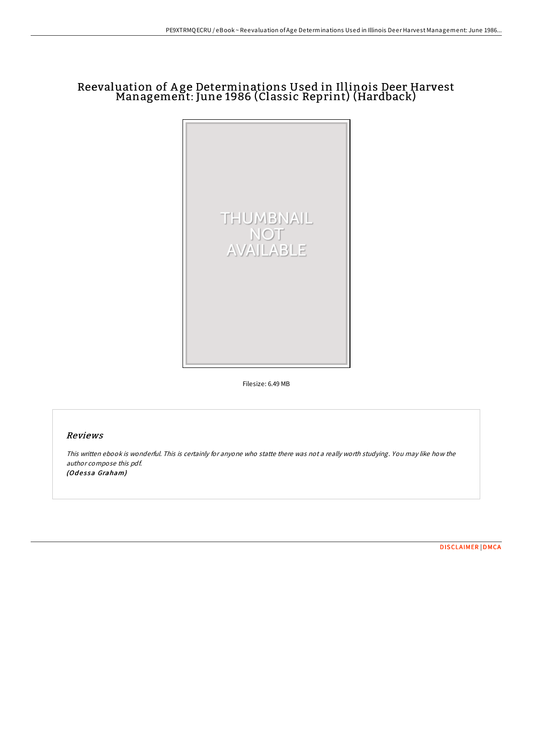# Reevaluation of Age Determinations Used in Illinois Deer Harvest Management: June 1986 (Classic Reprint) (Hardback)

Filesize: 6.49 MB

## *Reviews*

*This written ebook is wonderful. This is certainly for anyone who statte there was not a really worth studying. You may like how the author compose this pdf.*
*(Odessa Graham)*

DISCLAIMER | DMCA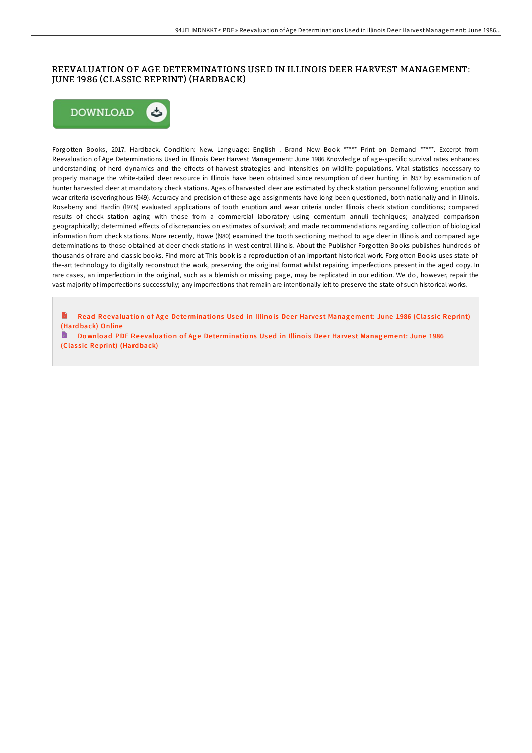## REEVALUATION OF AGE DETERMINATIONS USED IN ILLINOIS DEER HARVEST MANAGEMENT: JUNE 1986 (CLASSIC REPRINT) (HARDBACK)

DOWNLOAD

Forgotten Books, 2017. Hardback. Condition: New. Language: English . Brand New Book ***** Print on Demand *****. Excerpt from Reevaluation of Age Determinations Used in Illinois Deer Harvest Management: June 1986 Knowledge of age-specific survival rates enhances understanding of herd dynamics and the effects of harvest strategies and intensities on wildlife populations. Vital statistics necessary to properly manage the white-tailed deer resource in Illinois have been obtained since resumption of deer hunting in l957 by examination of hunter harvested deer at mandatory check stations. Ages of harvested deer are estimated by check station personnel following eruption and wear criteria (severinghous l949). Accuracy and precision of these age assignments have long been questioned, both nationally and in Illinois. Roseberry and Hardin (l978) evaluated applications of tooth eruption and wear criteria under Illinois check station conditions; compared results of check station aging with those from a commercial laboratory using cementum annuli techniques; analyzed comparison geographically; determined effects of discrepancies on estimates of survival; and made recommendations regarding collection of biological information from check stations. More recently, Howe (l980) examined the tooth sectioning method to age deer in Illinois and compared age determinations to those obtained at deer check stations in west central Illinois. About the Publisher Forgotten Books publishes hundreds of thousands of rare and classic books. Find more at This book is a reproduction of an important historical work. Forgotten Books uses state-of-the-art technology to digitally reconstruct the work, preserving the original format whilst repairing imperfections present in the aged copy. In rare cases, an imperfection in the original, such as a blemish or missing page, may be replicated in our edition. We do, however, repair the vast majority of imperfections successfully; any imperfections that remain are intentionally left to preserve the state of such historical works.

Read Reevaluation of Age Determinations Used in Illinois Deer Harvest Management: June 1986 (Classic Reprint) (Hardback) Online

Download PDF Reevaluation of Age Determinations Used in Illinois Deer Harvest Management: June 1986 (Classic Reprint) (Hardback)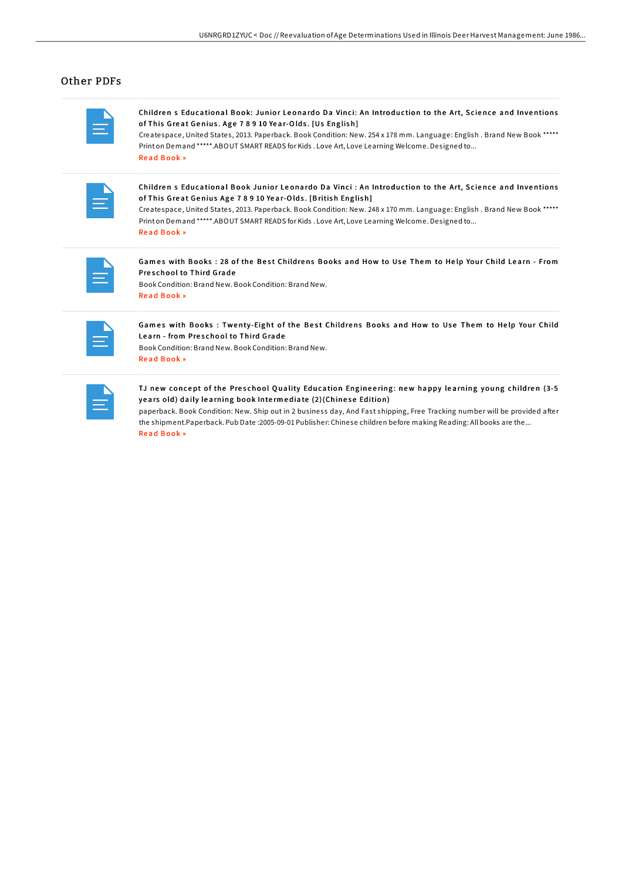## Other PDFs

**Children s Educational Book: Junior Leonardo Da Vinci: An Introduction to the Art, Science and Inventions of This Great Genius. Age 7 8 9 10 Year-Olds. [Us English]**

Createspace, United States, 2013. Paperback. Book Condition: New. 254 x 178 mm. Language: English . Brand New Book ***** Print on Demand *****.ABOUT SMART READS for Kids . Love Art, Love Learning Welcome. Designed to...

Read Book »

**Children s Educational Book Junior Leonardo Da Vinci : An Introduction to the Art, Science and Inventions of This Great Genius Age 7 8 9 10 Year-Olds. [British English]**

Createspace, United States, 2013. Paperback. Book Condition: New. 248 x 170 mm. Language: English . Brand New Book ***** Print on Demand *****.ABOUT SMART READS for Kids . Love Art, Love Learning Welcome. Designed to...

Read Book »

**Games with Books : 28 of the Best Childrens Books and How to Use Them to Help Your Child Learn - From Preschool to Third Grade**

Book Condition: Brand New. Book Condition: Brand New.

Read Book »

**Games with Books : Twenty-Eight of the Best Childrens Books and How to Use Them to Help Your Child Learn - from Preschool to Third Grade**

Book Condition: Brand New. Book Condition: Brand New.

Read Book »

**TJ new concept of the Preschool Quality Education Engineering: new happy learning young children (3-5 years old) daily learning book Intermediate (2)(Chinese Edition)**

paperback. Book Condition: New. Ship out in 2 business day, And Fast shipping, Free Tracking number will be provided after the shipment.Paperback. Pub Date :2005-09-01 Publisher: Chinese children before making Reading: All books are the...

Read Book »